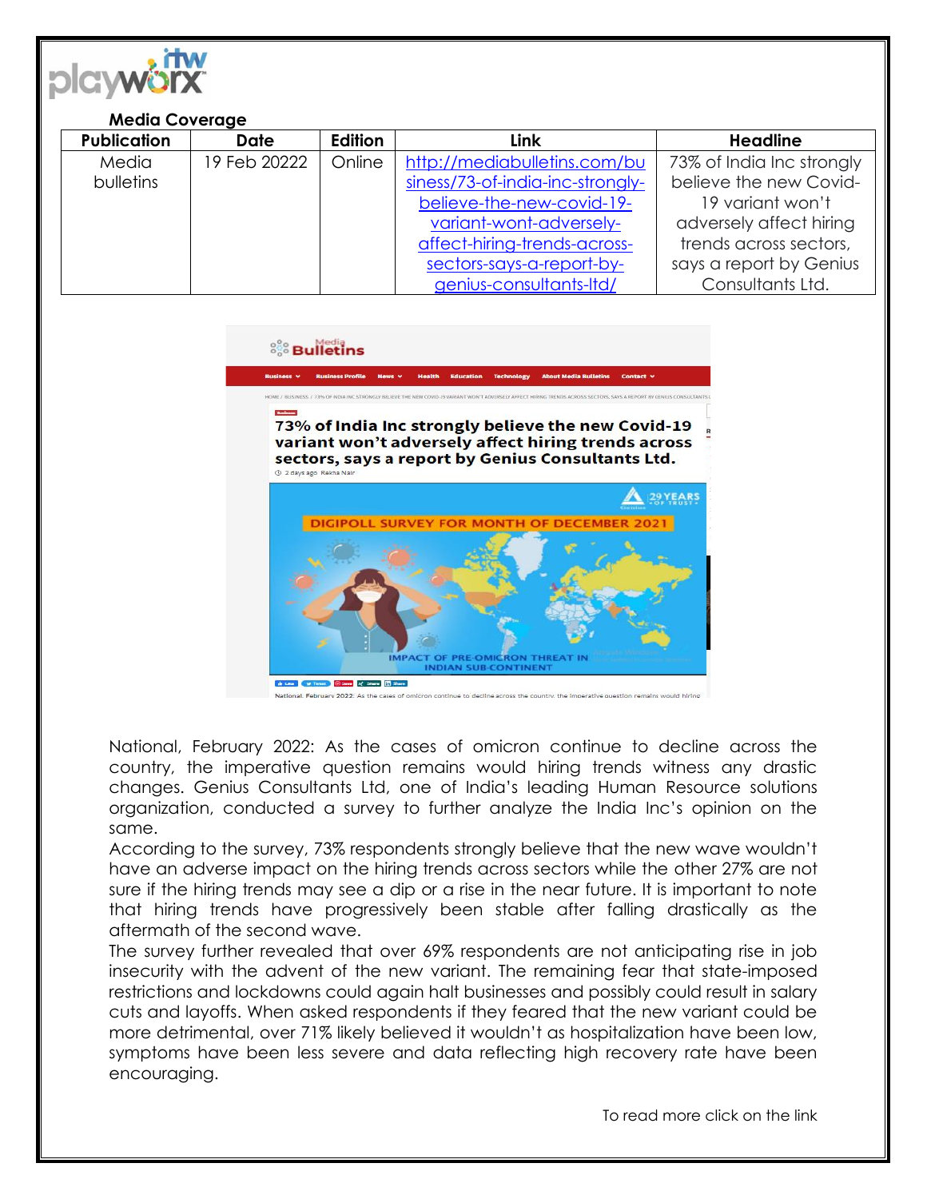**Media Coverage**

| Publication | Date | Edition | Link | Headline |
|---|---|---|---|---|
| Media bulletins | 19 Feb 20222 | Online | http://mediabulletins.com/business/73-of-india-inc-strongly-believe-the-new-covid-19-variant-wont-adversely-affect-hiring-trends-across-sectors-says-a-report-by-genius-consultants-ltd/ | 73% of India Inc strongly believe the new Covid-19 variant won't adversely affect hiring trends across sectors, says a report by Genius Consultants Ltd. |

National, February 2022: As the cases of omicron continue to decline across the country, the imperative question remains would hiring trends witness any drastic changes. Genius Consultants Ltd, one of India's leading Human Resource solutions organization, conducted a survey to further analyze the India Inc's opinion on the same.

According to the survey, 73% respondents strongly believe that the new wave wouldn't have an adverse impact on the hiring trends across sectors while the other 27% are not sure if the hiring trends may see a dip or a rise in the near future. It is important to note that hiring trends have progressively been stable after falling drastically as the aftermath of the second wave.

The survey further revealed that over 69% respondents are not anticipating rise in job insecurity with the advent of the new variant. The remaining fear that state-imposed restrictions and lockdowns could again halt businesses and possibly could result in salary cuts and layoffs. When asked respondents if they feared that the new variant could be more detrimental, over 71% likely believed it wouldn't as hospitalization have been low, symptoms have been less severe and data reflecting high recovery rate have been encouraging.

To read more click on the link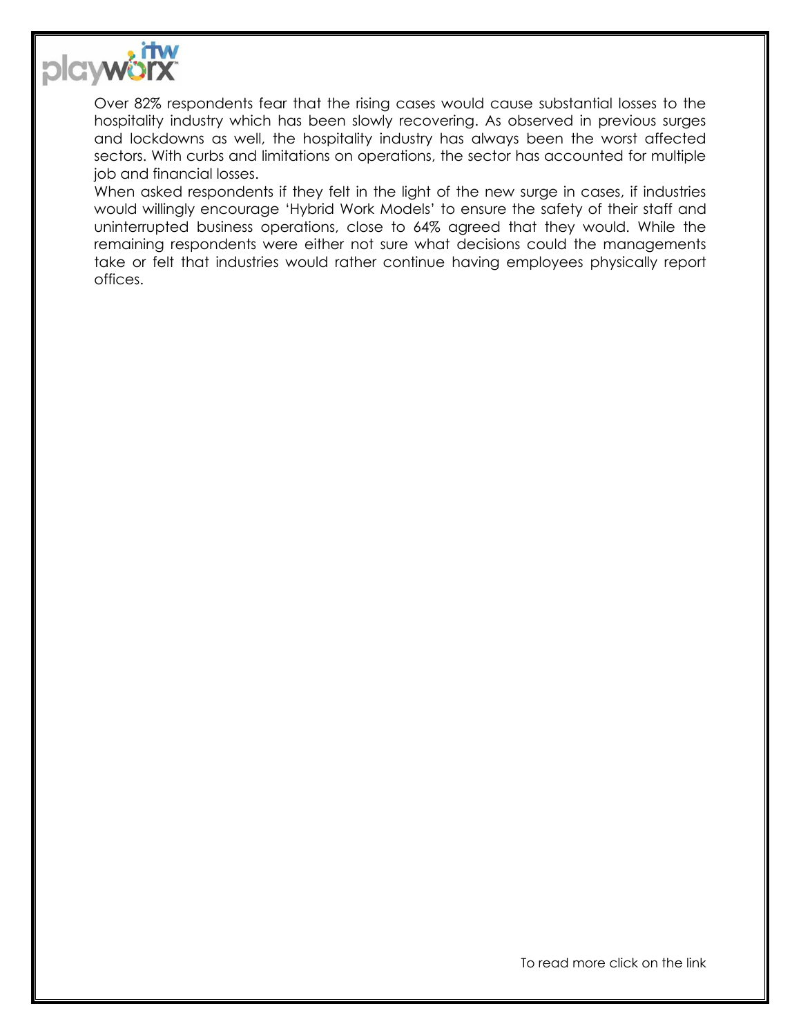Over 82% respondents fear that the rising cases would cause substantial losses to the hospitality industry which has been slowly recovering. As observed in previous surges and lockdowns as well, the hospitality industry has always been the worst affected sectors. With curbs and limitations on operations, the sector has accounted for multiple job and financial losses.

When asked respondents if they felt in the light of the new surge in cases, if industries would willingly encourage 'Hybrid Work Models' to ensure the safety of their staff and uninterrupted business operations, close to 64% agreed that they would. While the remaining respondents were either not sure what decisions could the managements take or felt that industries would rather continue having employees physically report offices.

To read more click on the link